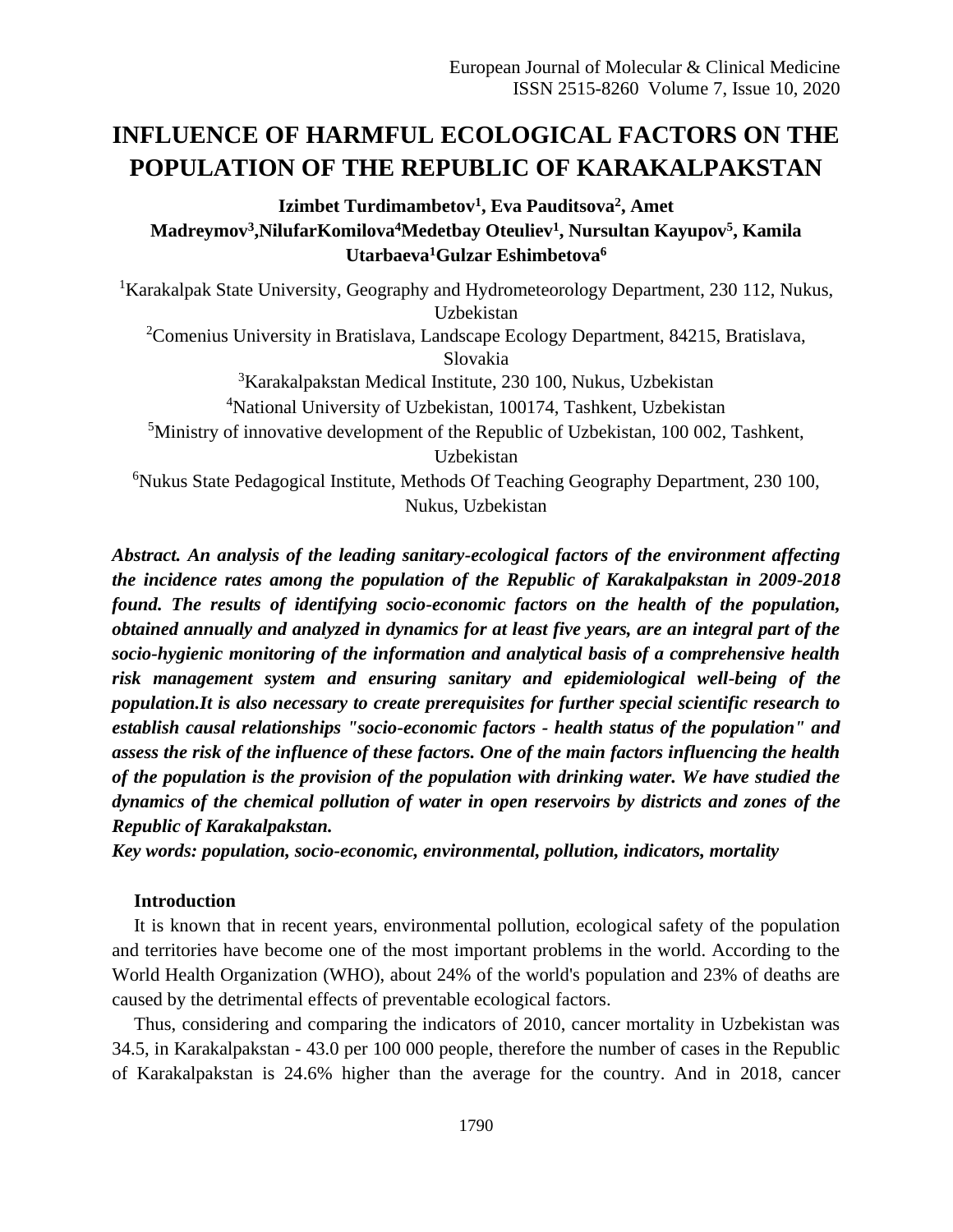# INFLUENCE OF HARMFUL ECOLOGICAL FACTORS ON THE POPULATION OF THE REPUBLIC OF KARAKALPAKSTAN

**Izimbet Turdimambetov[1], Eva Pauditsova[2], Amet Madreymov[3],NilufarKomilova[4]Medetbay Oteuliev[1], Nursultan Kayupov[5], Kamila Utarbaeva[1]Gulzar Eshimbetova[6]**

[1]Karakalpak State University, Geography and Hydrometeorology Department, 230 112, Nukus, Uzbekistan

[2]Comenius University in Bratislava, Landscape Ecology Department, 84215, Bratislava, Slovakia

[3]Karakalpakstan Medical Institute, 230 100, Nukus, Uzbekistan

[4]National University of Uzbekistan, 100174, Tashkent, Uzbekistan

[5]Ministry of innovative development of the Republic of Uzbekistan, 100 002, Tashkent, Uzbekistan

[6]Nukus State Pedagogical Institute, Methods Of Teaching Geography Department, 230 100, Nukus, Uzbekistan

***Abstract. An analysis of the leading sanitary-ecological factors of the environment affecting the incidence rates among the population of the Republic of Karakalpakstan in 2009-2018 found. The results of identifying socio-economic factors on the health of the population, obtained annually and analyzed in dynamics for at least five years, are an integral part of the socio-hygienic monitoring of the information and analytical basis of a comprehensive health risk management system and ensuring sanitary and epidemiological well-being of the population.It is also necessary to create prerequisites for further special scientific research to establish causal relationships "socio-economic factors - health status of the population" and assess the risk of the influence of these factors. One of the main factors influencing the health of the population is the provision of the population with drinking water. We have studied the dynamics of the chemical pollution of water in open reservoirs by districts and zones of the Republic of Karakalpakstan.***

***Key words: population, socio-economic, environmental, pollution, indicators, mortality***

## Introduction

It is known that in recent years, environmental pollution, ecological safety of the population and territories have become one of the most important problems in the world. According to the World Health Organization (WHO), about 24% of the world's population and 23% of deaths are caused by the detrimental effects of preventable ecological factors.

Thus, considering and comparing the indicators of 2010, cancer mortality in Uzbekistan was 34.5, in Karakalpakstan - 43.0 per 100 000 people, therefore the number of cases in the Republic of Karakalpakstan is 24.6% higher than the average for the country. And in 2018, cancer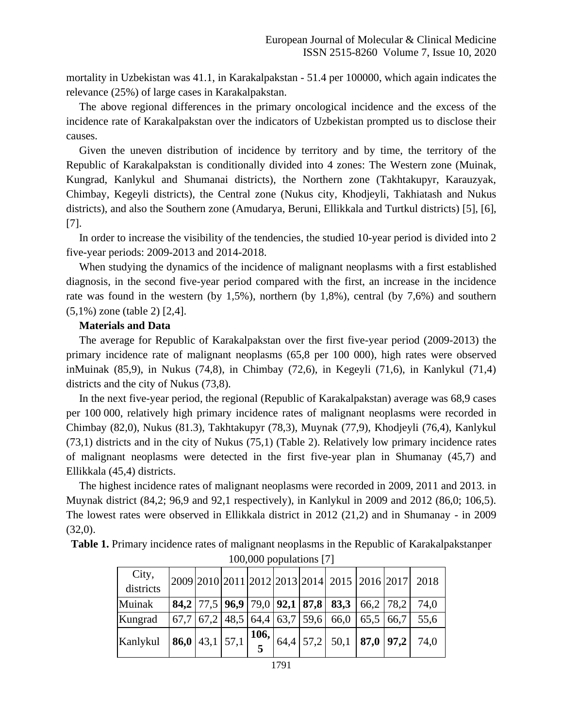mortality in Uzbekistan was 41.1, in Karakalpakstan - 51.4 per 100000, which again indicates the relevance (25%) of large cases in Karakalpakstan.

The above regional differences in the primary oncological incidence and the excess of the incidence rate of Karakalpakstan over the indicators of Uzbekistan prompted us to disclose their causes.

Given the uneven distribution of incidence by territory and by time, the territory of the Republic of Karakalpakstan is conditionally divided into 4 zones: The Western zone (Muinak, Kungrad, Kanlykul and Shumanai districts), the Northern zone (Takhtakupyr, Karauzyak, Chimbay, Kegeyli districts), the Central zone (Nukus city, Khodjeyli, Takhiatash and Nukus districts), and also the Southern zone (Amudarya, Beruni, Ellikkala and Turtkul districts) [5], [6], [7].

In order to increase the visibility of the tendencies, the studied 10-year period is divided into 2 five-year periods: 2009-2013 and 2014-2018.

When studying the dynamics of the incidence of malignant neoplasms with a first established diagnosis, in the second five-year period compared with the first, an increase in the incidence rate was found in the western (by 1,5%), northern (by 1,8%), central (by 7,6%) and southern (5,1%) zone (table 2) [2,4].

**Materials and Data**

The average for Republic of Karakalpakstan over the first five-year period (2009-2013) the primary incidence rate of malignant neoplasms (65,8 per 100 000), high rates were observed inMuinak (85,9), in Nukus (74,8), in Chimbay (72,6), in Kegeyli (71,6), in Kanlykul (71,4) districts and the city of Nukus (73,8).

In the next five-year period, the regional (Republic of Karakalpakstan) average was 68,9 cases per 100 000, relatively high primary incidence rates of malignant neoplasms were recorded in Chimbay (82,0), Nukus (81.3), Takhtakupyr (78,3), Muynak (77,9), Khodjeyli (76,4), Kanlykul (73,1) districts and in the city of Nukus (75,1) (Table 2). Relatively low primary incidence rates of malignant neoplasms were detected in the first five-year plan in Shumanay (45,7) and Ellikkala (45,4) districts.

The highest incidence rates of malignant neoplasms were recorded in 2009, 2011 and 2013. in Muynak district (84,2; 96,9 and 92,1 respectively), in Kanlykul in 2009 and 2012 (86,0; 106,5). The lowest rates were observed in Ellikkala district in 2012 (21,2) and in Shumanay - in 2009 (32,0).

**Table 1.** Primary incidence rates of malignant neoplasms in the Republic of Karakalpakstanper 100,000 populations [7]

| City, districts | 2009 | 2010 | 2011 | 2012 | 2013 | 2014 | 2015 | 2016 | 2017 | 2018 |
|---|---|---|---|---|---|---|---|---|---|---|
| Muinak | **84,2** | 77,5 | **96,9** | 79,0 | **92,1** | **87,8** | **83,3** | 66,2 | 78,2 | 74,0 |
| Kungrad | 67,7 | 67,2 | 48,5 | 64,4 | 63,7 | 59,6 | 66,0 | 65,5 | 66,7 | 55,6 |
| Kanlykul | **86,0** | 43,1 | 57,1 | **106,5** | 64,4 | 57,2 | 50,1 | **87,0** | **97,2** | 74,0 |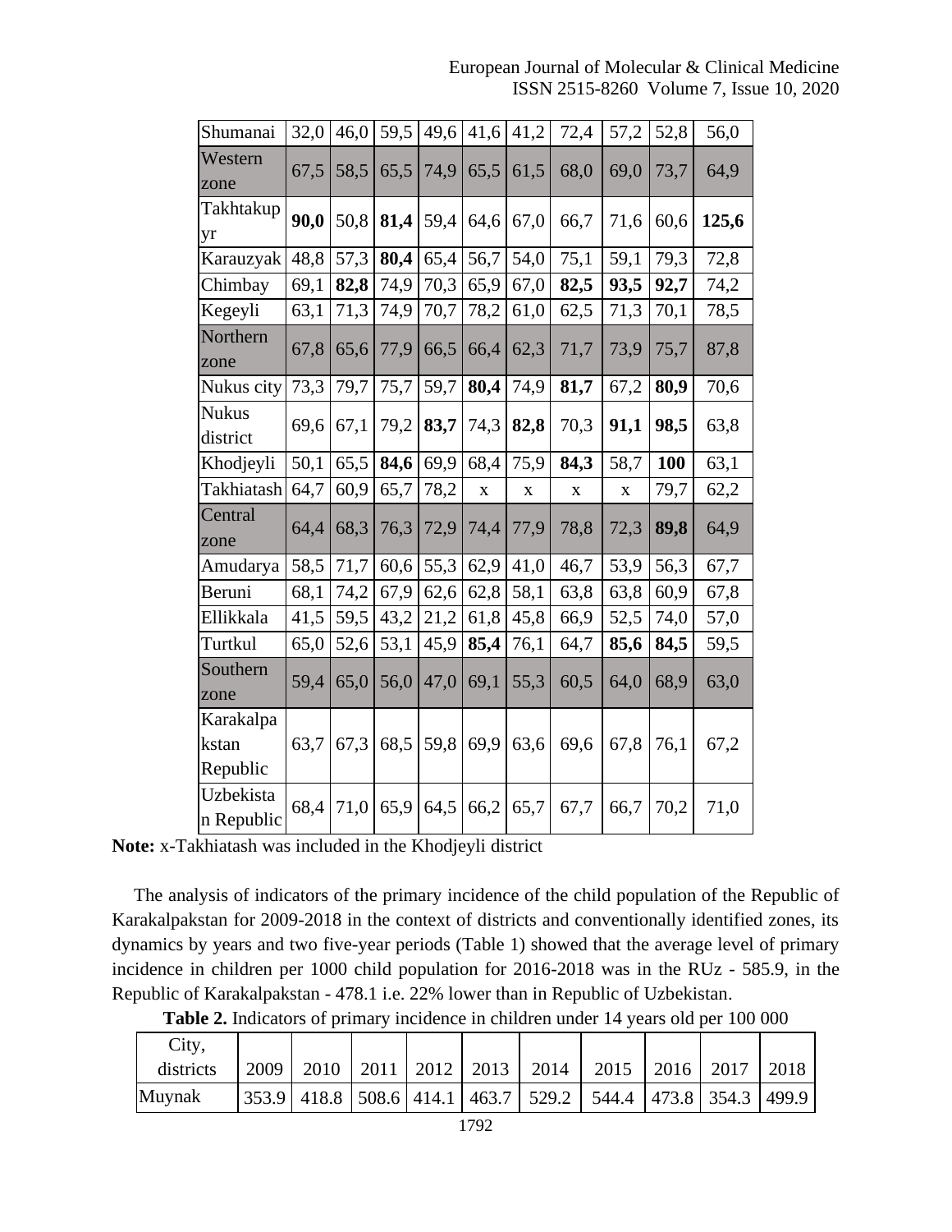| | | | | | | | | | | |
|---|---|---|---|---|---|---|---|---|---|---|
| Shumanai | 32,0 | 46,0 | 59,5 | 49,6 | 41,6 | 41,2 | 72,4 | 57,2 | 52,8 | 56,0 |
| Western zone | 67,5 | 58,5 | 65,5 | 74,9 | 65,5 | 61,5 | 68,0 | 69,0 | 73,7 | 64,9 |
| Takhtakupyr | **90,0** | 50,8 | **81,4** | 59,4 | 64,6 | 67,0 | 66,7 | 71,6 | 60,6 | **125,6** |
| Karauzyak | 48,8 | 57,3 | **80,4** | 65,4 | 56,7 | 54,0 | 75,1 | 59,1 | 79,3 | 72,8 |
| Chimbay | 69,1 | **82,8** | 74,9 | 70,3 | 65,9 | 67,0 | **82,5** | **93,5** | **92,7** | 74,2 |
| Kegeyli | 63,1 | 71,3 | 74,9 | 70,7 | 78,2 | 61,0 | 62,5 | 71,3 | 70,1 | 78,5 |
| Northern zone | 67,8 | 65,6 | 77,9 | 66,5 | 66,4 | 62,3 | 71,7 | 73,9 | 75,7 | 87,8 |
| Nukus city | 73,3 | 79,7 | 75,7 | 59,7 | **80,4** | 74,9 | **81,7** | 67,2 | **80,9** | 70,6 |
| Nukus district | 69,6 | 67,1 | 79,2 | **83,7** | 74,3 | **82,8** | 70,3 | **91,1** | **98,5** | 63,8 |
| Khodjeyli | 50,1 | 65,5 | **84,6** | 69,9 | 68,4 | 75,9 | **84,3** | 58,7 | **100** | 63,1 |
| Takhiatash | 64,7 | 60,9 | 65,7 | 78,2 | x | x | x | x | 79,7 | 62,2 |
| Central zone | 64,4 | 68,3 | 76,3 | 72,9 | 74,4 | 77,9 | 78,8 | 72,3 | **89,8** | 64,9 |
| Amudarya | 58,5 | 71,7 | 60,6 | 55,3 | 62,9 | 41,0 | 46,7 | 53,9 | 56,3 | 67,7 |
| Beruni | 68,1 | 74,2 | 67,9 | 62,6 | 62,8 | 58,1 | 63,8 | 63,8 | 60,9 | 67,8 |
| Ellikkala | 41,5 | 59,5 | 43,2 | 21,2 | 61,8 | 45,8 | 66,9 | 52,5 | 74,0 | 57,0 |
| Turtkul | 65,0 | 52,6 | 53,1 | 45,9 | **85,4** | 76,1 | 64,7 | **85,6** | **84,5** | 59,5 |
| Southern zone | 59,4 | 65,0 | 56,0 | 47,0 | 69,1 | 55,3 | 60,5 | 64,0 | 68,9 | 63,0 |
| Karakalpakstan Republic | 63,7 | 67,3 | 68,5 | 59,8 | 69,9 | 63,6 | 69,6 | 67,8 | 76,1 | 67,2 |
| Uzbekistan Republic | 68,4 | 71,0 | 65,9 | 64,5 | 66,2 | 65,7 | 67,7 | 66,7 | 70,2 | 71,0 |

**Note:** x-Takhiatash was included in the Khodjeyli district

The analysis of indicators of the primary incidence of the child population of the Republic of Karakalpakstan for 2009-2018 in the context of districts and conventionally identified zones, its dynamics by years and two five-year periods (Table 1) showed that the average level of primary incidence in children per 1000 child population for 2016-2018 was in the RUz - 585.9, in the Republic of Karakalpakstan - 478.1 i.e. 22% lower than in Republic of Uzbekistan.

**Table 2.** Indicators of primary incidence in children under 14 years old per 100 000

| City, districts | 2009 | 2010 | 2011 | 2012 | 2013 | 2014 | 2015 | 2016 | 2017 | 2018 |
|---|---|---|---|---|---|---|---|---|---|---|
| Muynak | 353.9 | 418.8 | 508.6 | 414.1 | 463.7 | 529.2 | 544.4 | 473.8 | 354.3 | 499.9 |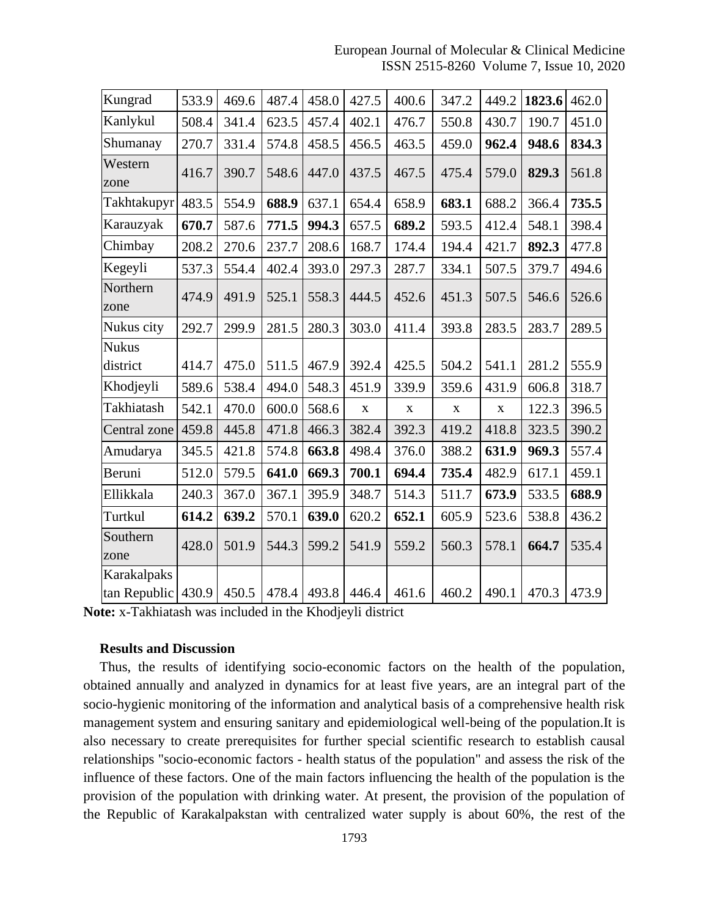| Kungrad | 533.9 | 469.6 | 487.4 | 458.0 | 427.5 | 400.6 | 347.2 | 449.2 | **1823.6** | 462.0 |
|---|---|---|---|---|---|---|---|---|---|---|
| Kanlykul | 508.4 | 341.4 | 623.5 | 457.4 | 402.1 | 476.7 | 550.8 | 430.7 | 190.7 | 451.0 |
| Shumanay | 270.7 | 331.4 | 574.8 | 458.5 | 456.5 | 463.5 | 459.0 | **962.4** | **948.6** | **834.3** |
| Western zone | 416.7 | 390.7 | 548.6 | 447.0 | 437.5 | 467.5 | 475.4 | 579.0 | **829.3** | 561.8 |
| Takhtakupyr | 483.5 | 554.9 | **688.9** | 637.1 | 654.4 | 658.9 | **683.1** | 688.2 | 366.4 | **735.5** |
| Karauzyak | **670.7** | 587.6 | **771.5** | **994.3** | 657.5 | **689.2** | 593.5 | 412.4 | 548.1 | 398.4 |
| Chimbay | 208.2 | 270.6 | 237.7 | 208.6 | 168.7 | 174.4 | 194.4 | 421.7 | **892.3** | 477.8 |
| Kegeyli | 537.3 | 554.4 | 402.4 | 393.0 | 297.3 | 287.7 | 334.1 | 507.5 | 379.7 | 494.6 |
| Northern zone | 474.9 | 491.9 | 525.1 | 558.3 | 444.5 | 452.6 | 451.3 | 507.5 | 546.6 | 526.6 |
| Nukus city | 292.7 | 299.9 | 281.5 | 280.3 | 303.0 | 411.4 | 393.8 | 283.5 | 283.7 | 289.5 |
| Nukus district | 414.7 | 475.0 | 511.5 | 467.9 | 392.4 | 425.5 | 504.2 | 541.1 | 281.2 | 555.9 |
| Khodjeyli | 589.6 | 538.4 | 494.0 | 548.3 | 451.9 | 339.9 | 359.6 | 431.9 | 606.8 | 318.7 |
| Takhiatash | 542.1 | 470.0 | 600.0 | 568.6 | x | x | x | x | 122.3 | 396.5 |
| Central zone | 459.8 | 445.8 | 471.8 | 466.3 | 382.4 | 392.3 | 419.2 | 418.8 | 323.5 | 390.2 |
| Amudarya | 345.5 | 421.8 | 574.8 | **663.8** | 498.4 | 376.0 | 388.2 | **631.9** | **969.3** | 557.4 |
| Beruni | 512.0 | 579.5 | **641.0** | **669.3** | **700.1** | **694.4** | **735.4** | 482.9 | 617.1 | 459.1 |
| Ellikkala | 240.3 | 367.0 | 367.1 | 395.9 | 348.7 | 514.3 | 511.7 | **673.9** | 533.5 | **688.9** |
| Turtkul | **614.2** | **639.2** | 570.1 | **639.0** | 620.2 | **652.1** | 605.9 | 523.6 | 538.8 | 436.2 |
| Southern zone | 428.0 | 501.9 | 544.3 | 599.2 | 541.9 | 559.2 | 560.3 | 578.1 | **664.7** | 535.4 |
| Karakalpakstan Republic | 430.9 | 450.5 | 478.4 | 493.8 | 446.4 | 461.6 | 460.2 | 490.1 | 470.3 | 473.9 |

**Note:** x-Takhiatash was included in the Khodjeyli district

**Results and Discussion**

Thus, the results of identifying socio-economic factors on the health of the population, obtained annually and analyzed in dynamics for at least five years, are an integral part of the socio-hygienic monitoring of the information and analytical basis of a comprehensive health risk management system and ensuring sanitary and epidemiological well-being of the population.It is also necessary to create prerequisites for further special scientific research to establish causal relationships "socio-economic factors - health status of the population" and assess the risk of the influence of these factors. One of the main factors influencing the health of the population is the provision of the population with drinking water. At present, the provision of the population of the Republic of Karakalpakstan with centralized water supply is about 60%, the rest of the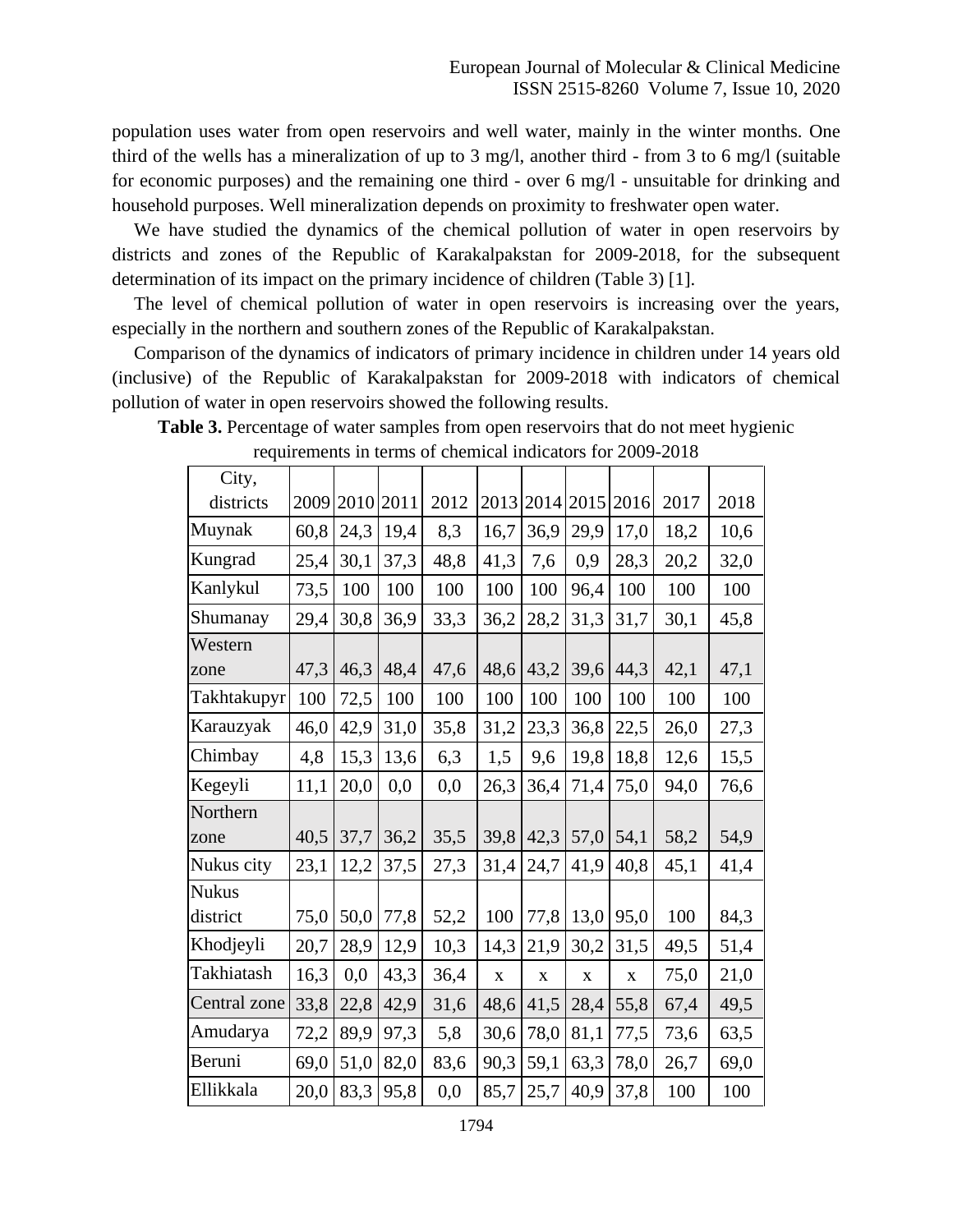population uses water from open reservoirs and well water, mainly in the winter months. One third of the wells has a mineralization of up to 3 mg/l, another third - from 3 to 6 mg/l (suitable for economic purposes) and the remaining one third - over 6 mg/l - unsuitable for drinking and household purposes. Well mineralization depends on proximity to freshwater open water.

We have studied the dynamics of the chemical pollution of water in open reservoirs by districts and zones of the Republic of Karakalpakstan for 2009-2018, for the subsequent determination of its impact on the primary incidence of children (Table 3) [1].

The level of chemical pollution of water in open reservoirs is increasing over the years, especially in the northern and southern zones of the Republic of Karakalpakstan.

Comparison of the dynamics of indicators of primary incidence in children under 14 years old (inclusive) of the Republic of Karakalpakstan for 2009-2018 with indicators of chemical pollution of water in open reservoirs showed the following results.

**Table 3.** Percentage of water samples from open reservoirs that do not meet hygienic requirements in terms of chemical indicators for 2009-2018

| City, districts | 2009 | 2010 | 2011 | 2012 | 2013 | 2014 | 2015 | 2016 | 2017 | 2018 |
|---|---|---|---|---|---|---|---|---|---|---|
| Muynak | 60,8 | 24,3 | 19,4 | 8,3 | 16,7 | 36,9 | 29,9 | 17,0 | 18,2 | 10,6 |
| Kungrad | 25,4 | 30,1 | 37,3 | 48,8 | 41,3 | 7,6 | 0,9 | 28,3 | 20,2 | 32,0 |
| Kanlykul | 73,5 | 100 | 100 | 100 | 100 | 100 | 96,4 | 100 | 100 | 100 |
| Shumanay | 29,4 | 30,8 | 36,9 | 33,3 | 36,2 | 28,2 | 31,3 | 31,7 | 30,1 | 45,8 |
| Western zone | 47,3 | 46,3 | 48,4 | 47,6 | 48,6 | 43,2 | 39,6 | 44,3 | 42,1 | 47,1 |
| Takhtakupyr | 100 | 72,5 | 100 | 100 | 100 | 100 | 100 | 100 | 100 | 100 |
| Karauzyak | 46,0 | 42,9 | 31,0 | 35,8 | 31,2 | 23,3 | 36,8 | 22,5 | 26,0 | 27,3 |
| Chimbay | 4,8 | 15,3 | 13,6 | 6,3 | 1,5 | 9,6 | 19,8 | 18,8 | 12,6 | 15,5 |
| Kegeyli | 11,1 | 20,0 | 0,0 | 0,0 | 26,3 | 36,4 | 71,4 | 75,0 | 94,0 | 76,6 |
| Northern zone | 40,5 | 37,7 | 36,2 | 35,5 | 39,8 | 42,3 | 57,0 | 54,1 | 58,2 | 54,9 |
| Nukus city | 23,1 | 12,2 | 37,5 | 27,3 | 31,4 | 24,7 | 41,9 | 40,8 | 45,1 | 41,4 |
| Nukus district | 75,0 | 50,0 | 77,8 | 52,2 | 100 | 77,8 | 13,0 | 95,0 | 100 | 84,3 |
| Khodjeyli | 20,7 | 28,9 | 12,9 | 10,3 | 14,3 | 21,9 | 30,2 | 31,5 | 49,5 | 51,4 |
| Takhiatash | 16,3 | 0,0 | 43,3 | 36,4 | x | x | x | x | 75,0 | 21,0 |
| Central zone | 33,8 | 22,8 | 42,9 | 31,6 | 48,6 | 41,5 | 28,4 | 55,8 | 67,4 | 49,5 |
| Amudarya | 72,2 | 89,9 | 97,3 | 5,8 | 30,6 | 78,0 | 81,1 | 77,5 | 73,6 | 63,5 |
| Beruni | 69,0 | 51,0 | 82,0 | 83,6 | 90,3 | 59,1 | 63,3 | 78,0 | 26,7 | 69,0 |
| Ellikkala | 20,0 | 83,3 | 95,8 | 0,0 | 85,7 | 25,7 | 40,9 | 37,8 | 100 | 100 |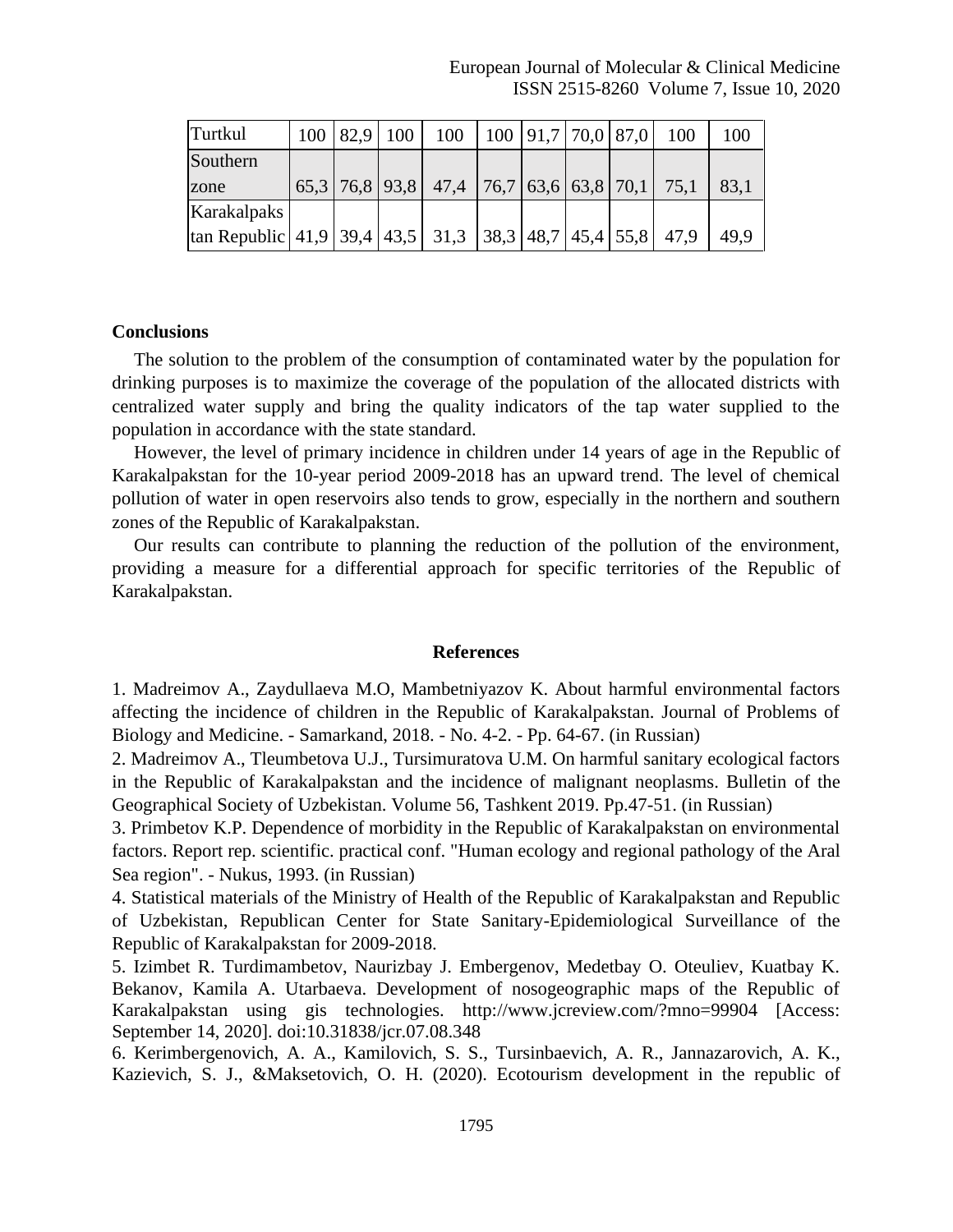| Turtkul | 100 | 82,9 | 100 | 100 | 100 | 91,7 | 70,0 | 87,0 | 100 | 100 |
|---|---|---|---|---|---|---|---|---|---|---|
| Southern zone | 65,3 | 76,8 | 93,8 | 47,4 | 76,7 | 63,6 | 63,8 | 70,1 | 75,1 | 83,1 |
| Karakalpakstan Republic | 41,9 | 39,4 | 43,5 | 31,3 | 38,3 | 48,7 | 45,4 | 55,8 | 47,9 | 49,9 |

## Conclusions

The solution to the problem of the consumption of contaminated water by the population for drinking purposes is to maximize the coverage of the population of the allocated districts with centralized water supply and bring the quality indicators of the tap water supplied to the population in accordance with the state standard.

However, the level of primary incidence in children under 14 years of age in the Republic of Karakalpakstan for the 10-year period 2009-2018 has an upward trend. The level of chemical pollution of water in open reservoirs also tends to grow, especially in the northern and southern zones of the Republic of Karakalpakstan.

Our results can contribute to planning the reduction of the pollution of the environment, providing a measure for a differential approach for specific territories of the Republic of Karakalpakstan.

## References

1. Madreimov A., Zaydullaeva M.O, Mambetniyazov K. About harmful environmental factors affecting the incidence of children in the Republic of Karakalpakstan. Journal of Problems of Biology and Medicine. - Samarkand, 2018. - No. 4-2. - Pp. 64-67. (in Russian)
2. Madreimov A., Tleumbetova U.J., Tursimuratova U.M. On harmful sanitary ecological factors in the Republic of Karakalpakstan and the incidence of malignant neoplasms. Bulletin of the Geographical Society of Uzbekistan. Volume 56, Tashkent 2019. Pp.47-51. (in Russian)
3. Primbetov K.P. Dependence of morbidity in the Republic of Karakalpakstan on environmental factors. Report rep. scientific. practical conf. "Human ecology and regional pathology of the Aral Sea region". - Nukus, 1993. (in Russian)
4. Statistical materials of the Ministry of Health of the Republic of Karakalpakstan and Republic of Uzbekistan, Republican Center for State Sanitary-Epidemiological Surveillance of the Republic of Karakalpakstan for 2009-2018.
5. Izimbet R. Turdimambetov, Naurizbay J. Embergenov, Medetbay O. Oteuliev, Kuatbay K. Bekanov, Kamila A. Utarbaeva. Development of nosogeographic maps of the Republic of Karakalpakstan using gis technologies. http://www.jcreview.com/?mno=99904 [Access: September 14, 2020]. doi:10.31838/jcr.07.08.348
6. Kerimbergenovich, A. A., Kamilovich, S. S., Tursinbaevich, A. R., Jannazarovich, A. K., Kazievich, S. J., &Maksetovich, O. H. (2020). Ecotourism development in the republic of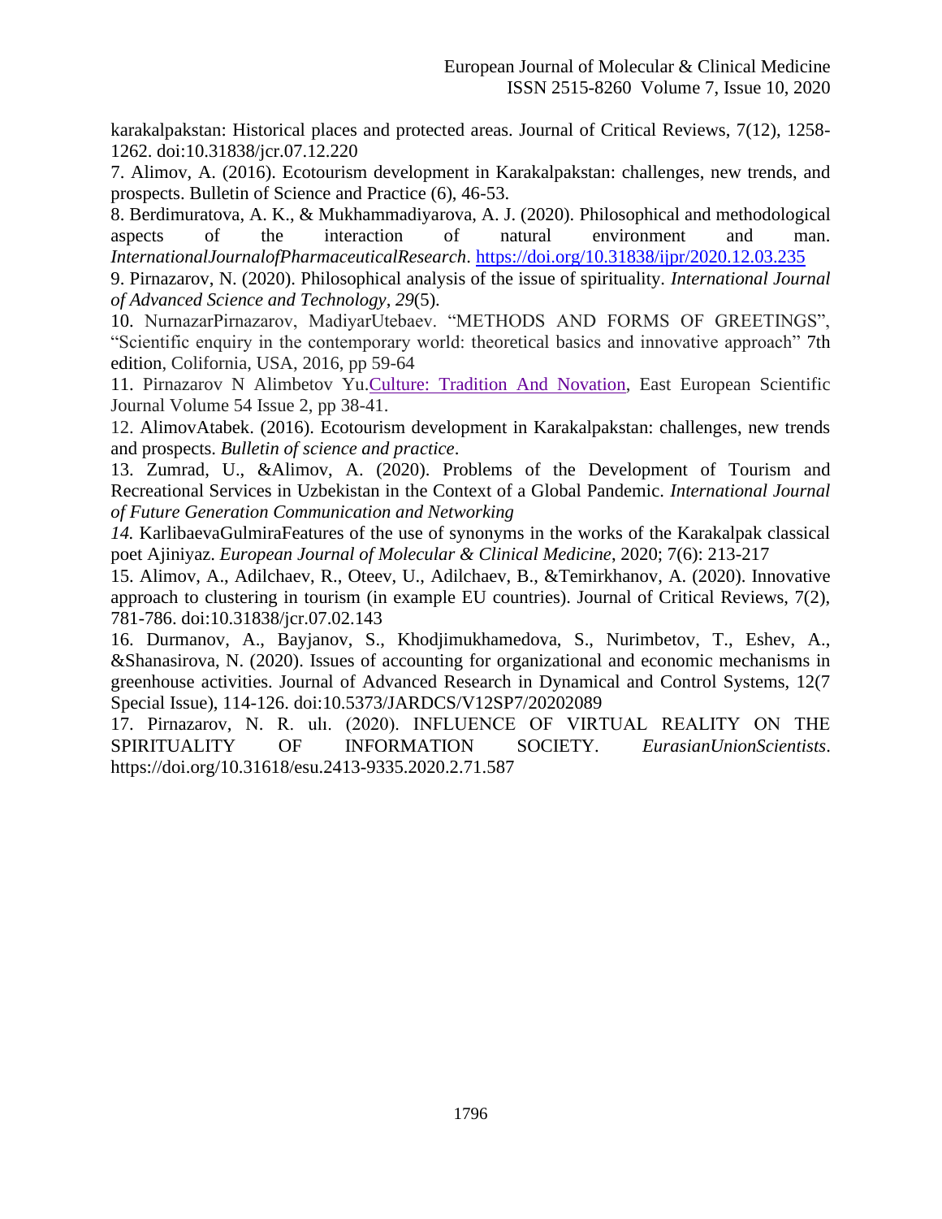karakalpakstan: Historical places and protected areas. Journal of Critical Reviews, 7(12), 1258-1262. doi:10.31838/jcr.07.12.220

7. Alimov, A. (2016). Ecotourism development in Karakalpakstan: challenges, new trends, and prospects. Bulletin of Science and Practice (6), 46-53.

8. Berdimuratova, A. K., & Mukhammadiyarova, A. J. (2020). Philosophical and methodological aspects of the interaction of natural environment and man. *InternationalJournalofPharmaceuticalResearch*. https://doi.org/10.31838/ijpr/2020.12.03.235

9. Pirnazarov, N. (2020). Philosophical analysis of the issue of spirituality. *International Journal of Advanced Science and Technology*, *29*(5).

10. NurnazarPirnazarov, MadiyarUtebaev. "METHODS AND FORMS OF GREETINGS", "Scientific enquiry in the contemporary world: theoretical basics and innovative approach" 7th edition, California, USA, 2016, pp 59-64

11. Pirnazarov N Alimbetov Yu.Culture: Tradition And Novation, East European Scientific Journal Volume 54 Issue 2, pp 38-41.

12. AlimovAtabek. (2016). Ecotourism development in Karakalpakstan: challenges, new trends and prospects. *Bulletin of science and practice*.

13. Zumrad, U., &Alimov, A. (2020). Problems of the Development of Tourism and Recreational Services in Uzbekistan in the Context of a Global Pandemic. *International Journal of Future Generation Communication and Networking*

*14.* KarlibaevaGulmiraFeatures of the use of synonyms in the works of the Karakalpak classical poet Ajiniyaz. *European Journal of Molecular & Clinical Medicine*, 2020; 7(6): 213-217

15. Alimov, A., Adilchaev, R., Oteev, U., Adilchaev, B., &Temirkhanov, A. (2020). Innovative approach to clustering in tourism (in example EU countries). Journal of Critical Reviews, 7(2), 781-786. doi:10.31838/jcr.07.02.143

16. Durmanov, A., Bayjanov, S., Khodjimukhamedova, S., Nurimbetov, T., Eshev, A., &Shanasirova, N. (2020). Issues of accounting for organizational and economic mechanisms in greenhouse activities. Journal of Advanced Research in Dynamical and Control Systems, 12(7 Special Issue), 114-126. doi:10.5373/JARDCS/V12SP7/20202089

17. Pirnazarov, N. R. ulı. (2020). INFLUENCE OF VIRTUAL REALITY ON THE SPIRITUALITY OF INFORMATION SOCIETY. *EurasianUnionScientists*. https://doi.org/10.31618/esu.2413-9335.2020.2.71.587